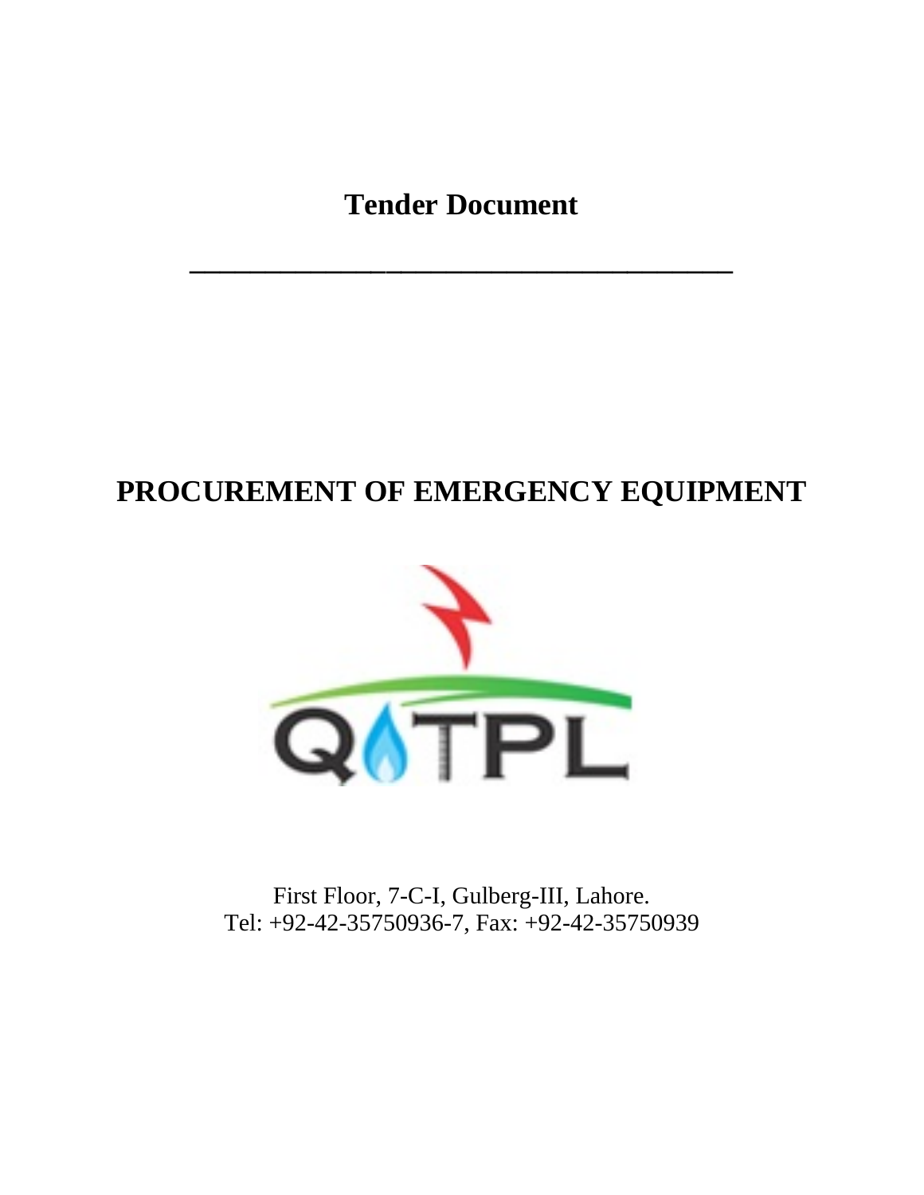# Tender Document

---

# PROCUREMENT OF EMERGENCY EQUIPMENT

First Floor, 7-C-I, Gulberg-III, Lahore.
Tel: +92-42-35750936-7, Fax: +92-42-35750939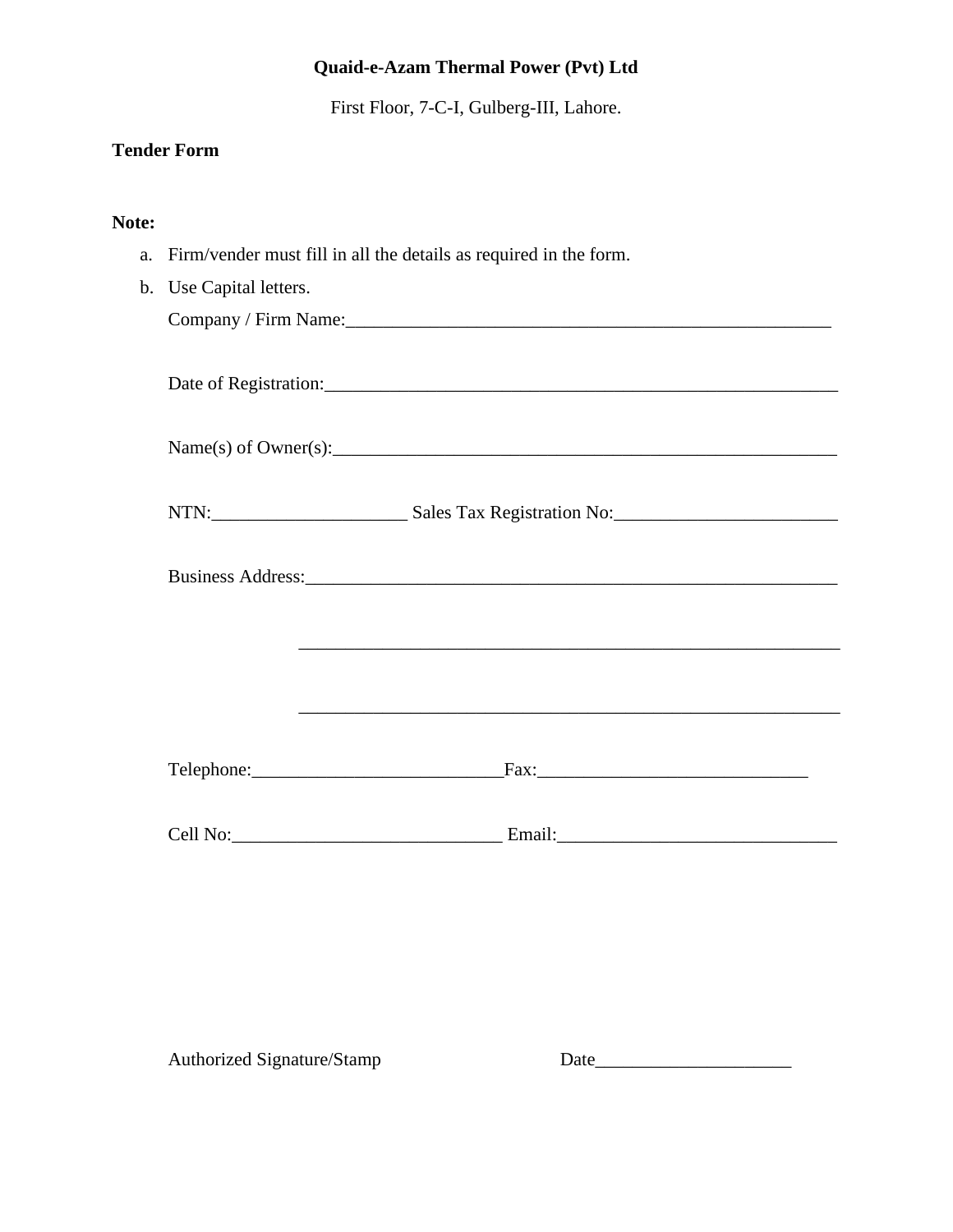**Quaid-e-Azam Thermal Power (Pvt) Ltd**

First Floor, 7-C-I, Gulberg-III, Lahore.

**Tender Form**

**Note:**

a. Firm/vender must fill in all the details as required in the form.
b. Use Capital letters.

Company / Firm Name:______________________________________________________

Date of Registration:_________________________________________________________

Name(s) of Owner(s):_______________________________________________________

NTN:_____________________ Sales Tax Registration No:________________________

Business Address:__________________________________________________________

____________________________________________________________

____________________________________________________________

Telephone:___________________________Fax:_____________________________

Cell No:_____________________________ Email:______________________________

Authorized Signature/Stamp Date_____________________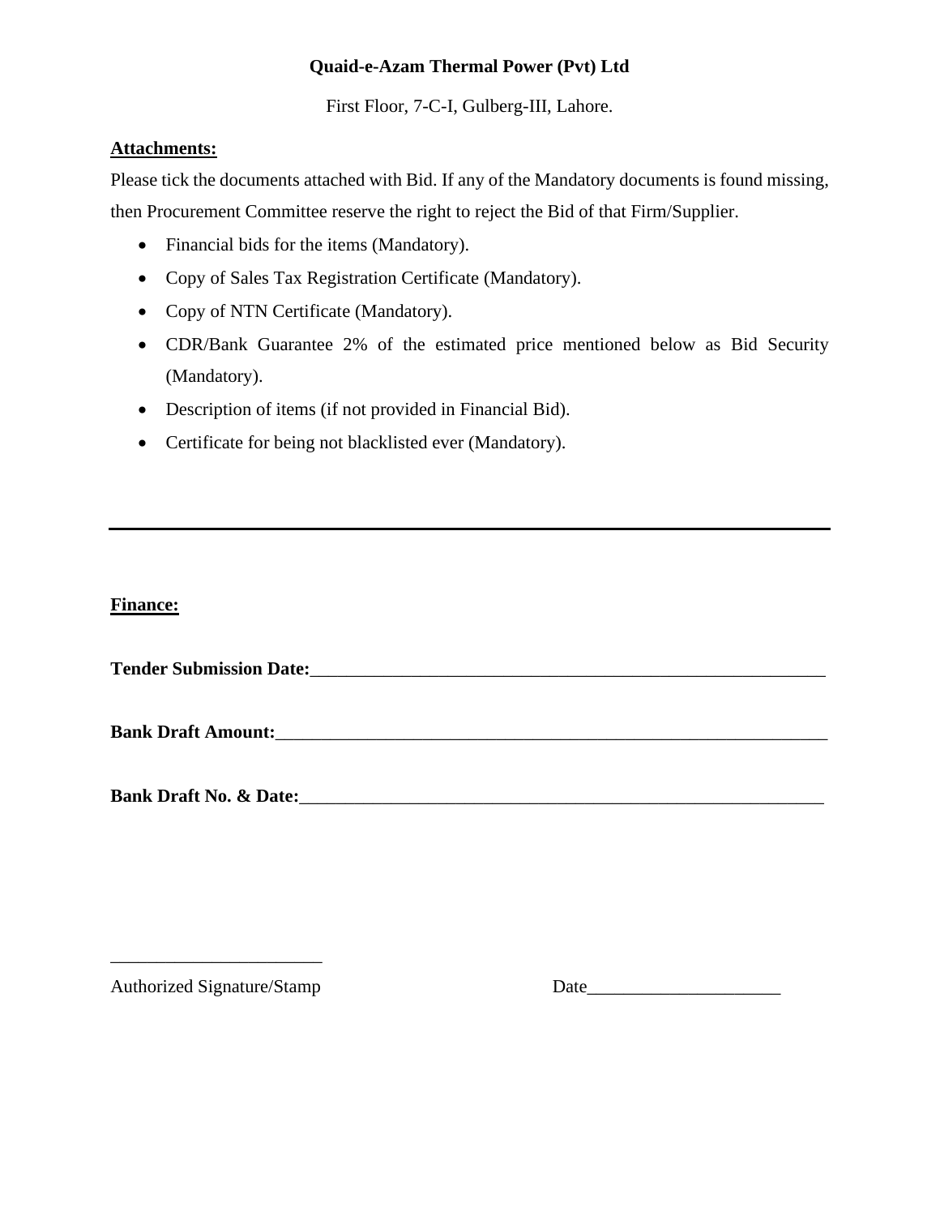**Quaid-e-Azam Thermal Power (Pvt) Ltd**

First Floor, 7-C-I, Gulberg-III, Lahore.

**Attachments:**

Please tick the documents attached with Bid. If any of the Mandatory documents is found missing, then Procurement Committee reserve the right to reject the Bid of that Firm/Supplier.

- Financial bids for the items (Mandatory).
- Copy of Sales Tax Registration Certificate (Mandatory).
- Copy of NTN Certificate (Mandatory).
- CDR/Bank Guarantee 2% of the estimated price mentioned below as Bid Security (Mandatory).
- Description of items (if not provided in Financial Bid).
- Certificate for being not blacklisted ever (Mandatory).

---

**Finance:**

**Tender Submission Date:**____________________________________________________________

**Bank Draft Amount:**_______________________________________________________________

**Bank Draft No. & Date:**_____________________________________________________________

_______________________

Authorized Signature/Stamp                                        Date_____________________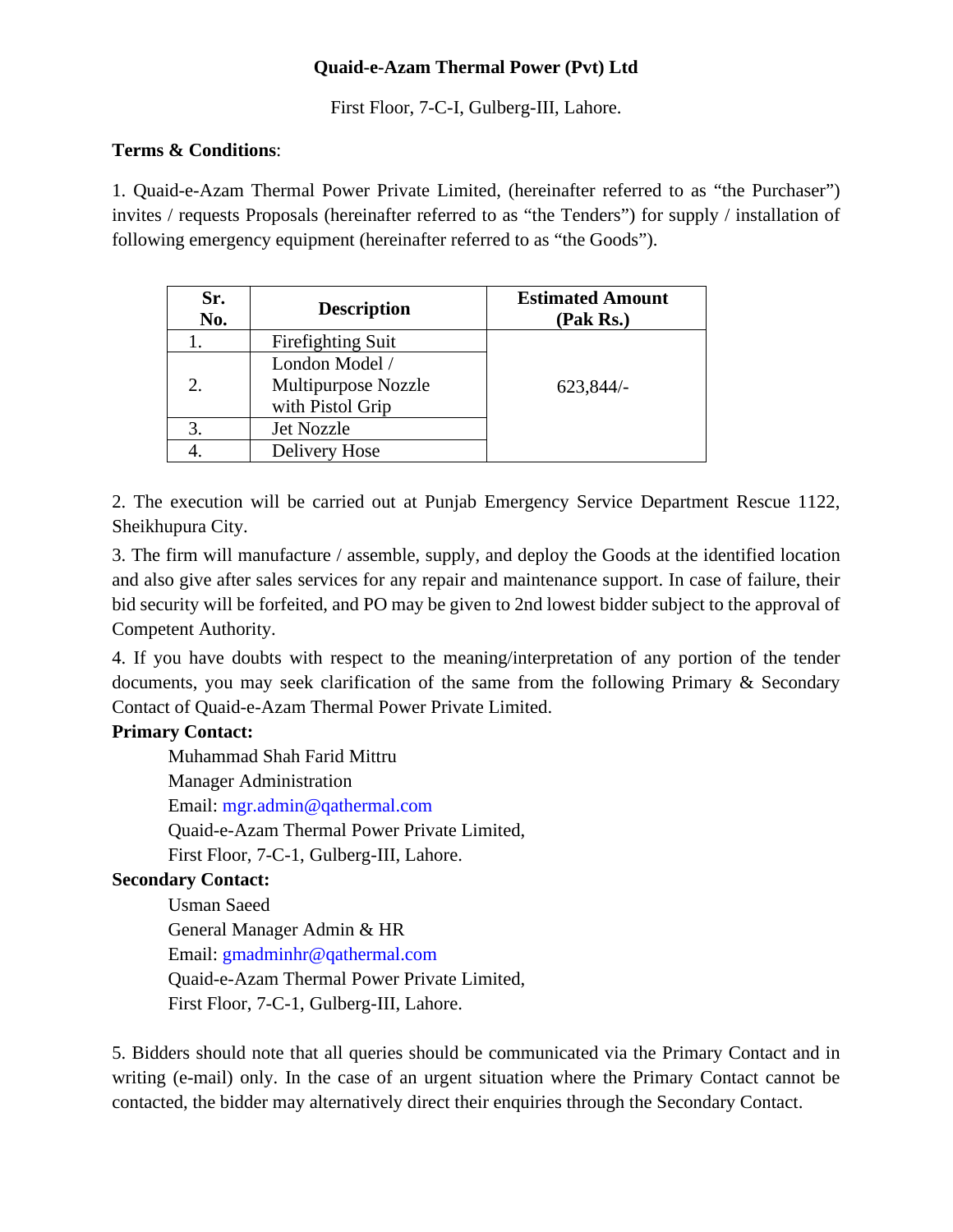**Quaid-e-Azam Thermal Power (Pvt) Ltd**

First Floor, 7-C-I, Gulberg-III, Lahore.

**Terms & Conditions**:

1. Quaid-e-Azam Thermal Power Private Limited, (hereinafter referred to as "the Purchaser") invites / requests Proposals (hereinafter referred to as "the Tenders") for supply / installation of following emergency equipment (hereinafter referred to as "the Goods").

| Sr. No. | Description | Estimated Amount (Pak Rs.) |
|---|---|---|
| 1. | Firefighting Suit | 623,844/- |
| 2. | London Model / Multipurpose Nozzle with Pistol Grip | |
| 3. | Jet Nozzle | |
| 4. | Delivery Hose | |

2. The execution will be carried out at Punjab Emergency Service Department Rescue 1122, Sheikhupura City.

3. The firm will manufacture / assemble, supply, and deploy the Goods at the identified location and also give after sales services for any repair and maintenance support. In case of failure, their bid security will be forfeited, and PO may be given to 2nd lowest bidder subject to the approval of Competent Authority.

4. If you have doubts with respect to the meaning/interpretation of any portion of the tender documents, you may seek clarification of the same from the following Primary & Secondary Contact of Quaid-e-Azam Thermal Power Private Limited.

**Primary Contact:**

Muhammad Shah Farid Mittru
Manager Administration
Email: mgr.admin@qathermal.com
Quaid-e-Azam Thermal Power Private Limited,
First Floor, 7-C-1, Gulberg-III, Lahore.

**Secondary Contact:**

Usman Saeed
General Manager Admin & HR
Email: gmadminhr@qathermal.com
Quaid-e-Azam Thermal Power Private Limited,
First Floor, 7-C-1, Gulberg-III, Lahore.

5. Bidders should note that all queries should be communicated via the Primary Contact and in writing (e-mail) only. In the case of an urgent situation where the Primary Contact cannot be contacted, the bidder may alternatively direct their enquiries through the Secondary Contact.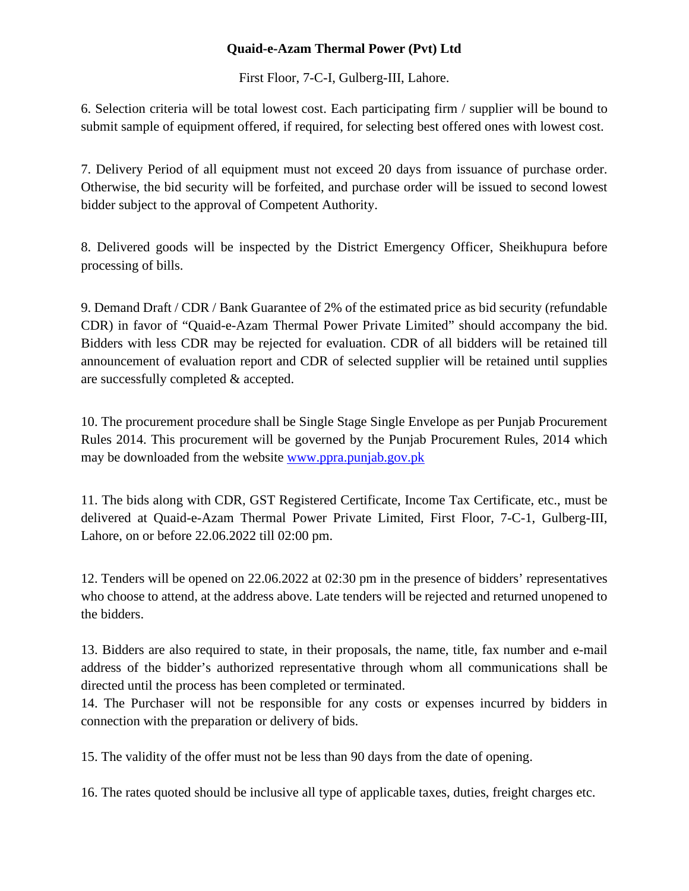**Quaid-e-Azam Thermal Power (Pvt) Ltd**

First Floor, 7-C-I, Gulberg-III, Lahore.

6. Selection criteria will be total lowest cost. Each participating firm / supplier will be bound to submit sample of equipment offered, if required, for selecting best offered ones with lowest cost.

7. Delivery Period of all equipment must not exceed 20 days from issuance of purchase order. Otherwise, the bid security will be forfeited, and purchase order will be issued to second lowest bidder subject to the approval of Competent Authority.

8. Delivered goods will be inspected by the District Emergency Officer, Sheikhupura before processing of bills.

9. Demand Draft / CDR / Bank Guarantee of 2% of the estimated price as bid security (refundable CDR) in favor of "Quaid-e-Azam Thermal Power Private Limited" should accompany the bid. Bidders with less CDR may be rejected for evaluation. CDR of all bidders will be retained till announcement of evaluation report and CDR of selected supplier will be retained until supplies are successfully completed & accepted.

10. The procurement procedure shall be Single Stage Single Envelope as per Punjab Procurement Rules 2014. This procurement will be governed by the Punjab Procurement Rules, 2014 which may be downloaded from the website [www.ppra.punjab.gov.pk](http://www.ppra.punjab.gov.pk)

11. The bids along with CDR, GST Registered Certificate, Income Tax Certificate, etc., must be delivered at Quaid-e-Azam Thermal Power Private Limited, First Floor, 7-C-1, Gulberg-III, Lahore, on or before 22.06.2022 till 02:00 pm.

12. Tenders will be opened on 22.06.2022 at 02:30 pm in the presence of bidders' representatives who choose to attend, at the address above. Late tenders will be rejected and returned unopened to the bidders.

13. Bidders are also required to state, in their proposals, the name, title, fax number and e-mail address of the bidder's authorized representative through whom all communications shall be directed until the process has been completed or terminated.

14. The Purchaser will not be responsible for any costs or expenses incurred by bidders in connection with the preparation or delivery of bids.

15. The validity of the offer must not be less than 90 days from the date of opening.

16. The rates quoted should be inclusive all type of applicable taxes, duties, freight charges etc.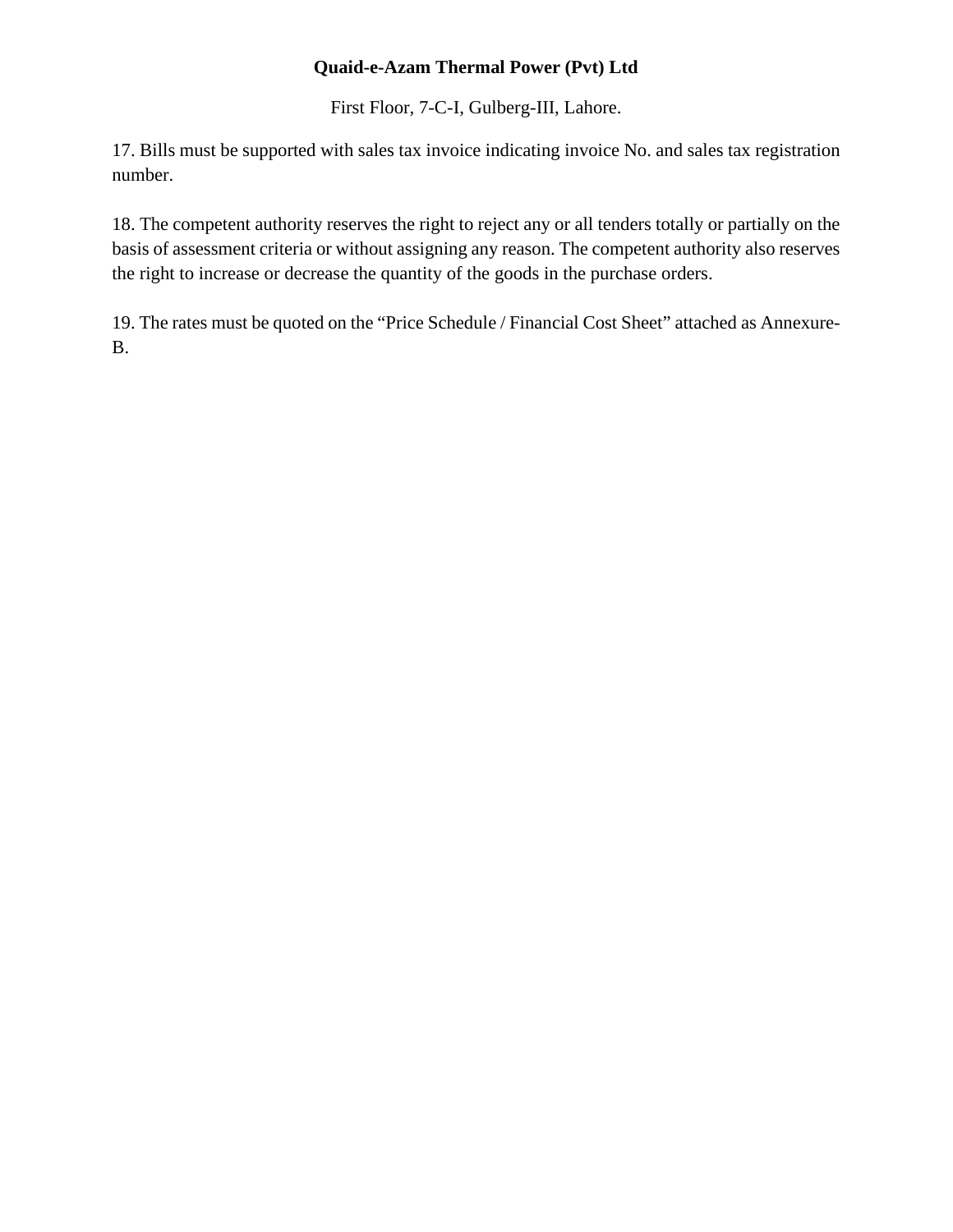**Quaid-e-Azam Thermal Power (Pvt) Ltd**

First Floor, 7-C-I, Gulberg-III, Lahore.

17. Bills must be supported with sales tax invoice indicating invoice No. and sales tax registration number.

18. The competent authority reserves the right to reject any or all tenders totally or partially on the basis of assessment criteria or without assigning any reason. The competent authority also reserves the right to increase or decrease the quantity of the goods in the purchase orders.

19. The rates must be quoted on the "Price Schedule / Financial Cost Sheet" attached as Annexure-B.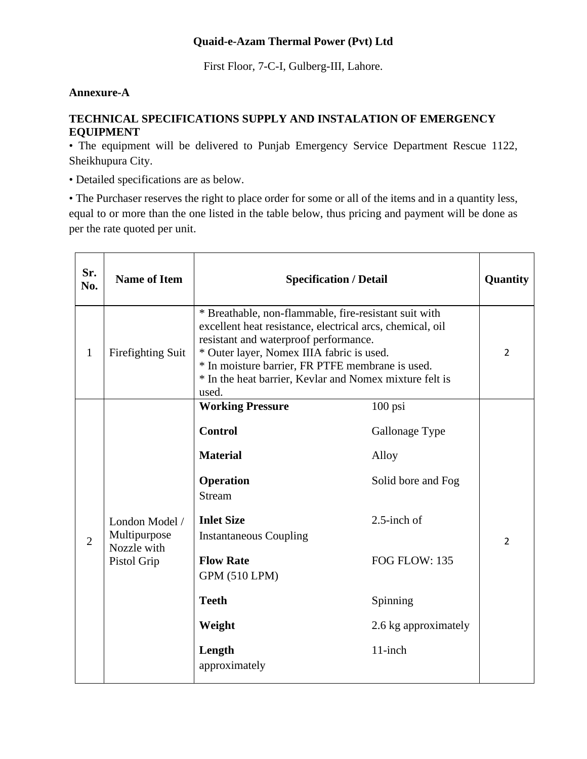**Quaid-e-Azam Thermal Power (Pvt) Ltd**

First Floor, 7-C-I, Gulberg-III, Lahore.

**Annexure-A**

**TECHNICAL SPECIFICATIONS SUPPLY AND INSTALATION OF EMERGENCY EQUIPMENT**

• The equipment will be delivered to Punjab Emergency Service Department Rescue 1122, Sheikhupura City.

• Detailed specifications are as below.

• The Purchaser reserves the right to place order for some or all of the items and in a quantity less, equal to or more than the one listed in the table below, thus pricing and payment will be done as per the rate quoted per unit.

| Sr. No. | Name of Item | Specification / Detail | Quantity |
|---|---|---|---|
| 1 | Firefighting Suit | * Breathable, non-flammable, fire-resistant suit with excellent heat resistance, electrical arcs, chemical, oil resistant and waterproof performance.<br>* Outer layer, Nomex IIIA fabric is used.<br>* In moisture barrier, FR PTFE membrane is used.<br>* In the heat barrier, Kevlar and Nomex mixture felt is used. | 2 |
| 2 | London Model / Multipurpose Nozzle with Pistol Grip | **Working Pressure**: 100 psi<br>**Control**: Gallonage Type<br>**Material**: Alloy<br>**Operation**: Solid bore and Fog Stream<br>**Inlet Size**: 2.5-inch of Instantaneous Coupling<br>**Flow Rate**: FOG FLOW: 135 GPM (510 LPM)<br>**Teeth**: Spinning<br>**Weight**: 2.6 kg approximately<br>**Length**: 11-inch approximately | 2 |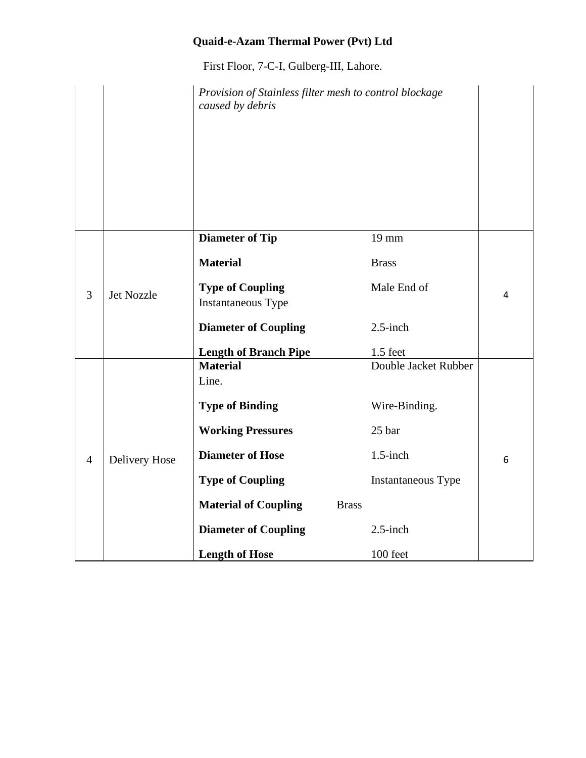**Quaid-e-Azam Thermal Power (Pvt) Ltd**

First Floor, 7-C-I, Gulberg-III, Lahore.

| | | | |
|---|---|---|---|
| | | *Provision of Stainless filter mesh to control blockage caused by debris* | |
| 3 | Jet Nozzle | **Diameter of Tip** 19 mm<br>**Material** Brass<br>**Type of Coupling** Male End of Instantaneous Type<br>**Diameter of Coupling** 2.5-inch<br>**Length of Branch Pipe** 1.5 feet | 4 |
| 4 | Delivery Hose | **Material** Double Jacket Rubber Line.<br>**Type of Binding** Wire-Binding.<br>**Working Pressures** 25 bar<br>**Diameter of Hose** 1.5-inch<br>**Type of Coupling** Instantaneous Type<br>**Material of Coupling** Brass<br>**Diameter of Coupling** 2.5-inch<br>**Length of Hose** 100 feet | 6 |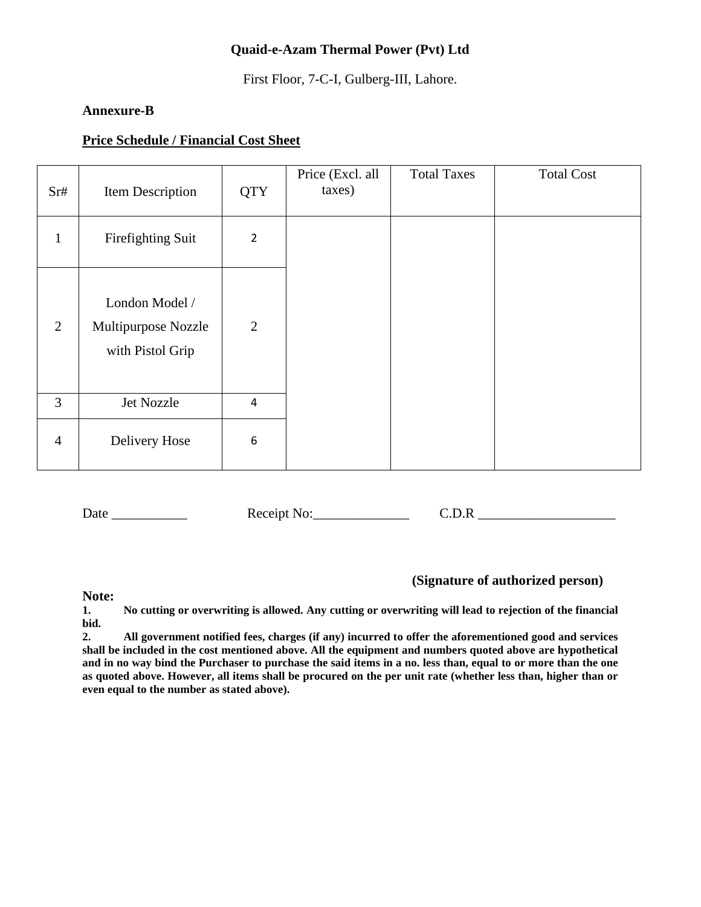**Quaid-e-Azam Thermal Power (Pvt) Ltd**

First Floor, 7-C-I, Gulberg-III, Lahore.

**Annexure-B**

**Price Schedule / Financial Cost Sheet**

| Sr# | Item Description | QTY | Price (Excl. all taxes) | Total Taxes | Total Cost |
|---|---|---|---|---|---|
| 1 | Firefighting Suit | 2 | | | |
| 2 | London Model / Multipurpose Nozzle with Pistol Grip | 2 | | | |
| 3 | Jet Nozzle | 4 | | | |
| 4 | Delivery Hose | 6 | | | |

Date ___________ Receipt No:______________ C.D.R ____________________

**(Signature of authorized person)**

**Note:**

**1. No cutting or overwriting is allowed. Any cutting or overwriting will lead to rejection of the financial bid.**

**2. All government notified fees, charges (if any) incurred to offer the aforementioned good and services shall be included in the cost mentioned above. All the equipment and numbers quoted above are hypothetical and in no way bind the Purchaser to purchase the said items in a no. less than, equal to or more than the one as quoted above. However, all items shall be procured on the per unit rate (whether less than, higher than or even equal to the number as stated above).**